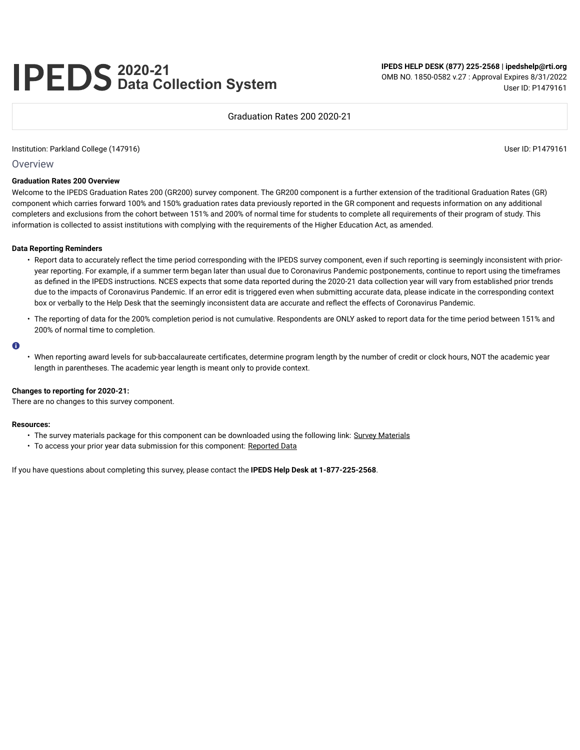# IPEDS 2020-21 Data Collection System

**IPEDS HELP DESK (877) 225-2568 | ipedshelp@rti.org**
OMB NO. 1850-0582 v.27 : Approval Expires 8/31/2022
User ID: P1479161

Graduation Rates 200 2020-21

Institution: Parkland College (147916)

User ID: P1479161

## Overview

**Graduation Rates 200 Overview**

Welcome to the IPEDS Graduation Rates 200 (GR200) survey component. The GR200 component is a further extension of the traditional Graduation Rates (GR) component which carries forward 100% and 150% graduation rates data previously reported in the GR component and requests information on any additional completers and exclusions from the cohort between 151% and 200% of normal time for students to complete all requirements of their program of study. This information is collected to assist institutions with complying with the requirements of the Higher Education Act, as amended.

**Data Reporting Reminders**

- Report data to accurately reflect the time period corresponding with the IPEDS survey component, even if such reporting is seemingly inconsistent with prior-year reporting. For example, if a summer term began later than usual due to Coronavirus Pandemic postponements, continue to report using the timeframes as defined in the IPEDS instructions. NCES expects that some data reported during the 2020-21 data collection year will vary from established prior trends due to the impacts of Coronavirus Pandemic. If an error edit is triggered even when submitting accurate data, please indicate in the corresponding context box or verbally to the Help Desk that the seemingly inconsistent data are accurate and reflect the effects of Coronavirus Pandemic.
- The reporting of data for the 200% completion period is not cumulative. Respondents are ONLY asked to report data for the time period between 151% and 200% of normal time to completion.

- When reporting award levels for sub-baccalaureate certificates, determine program length by the number of credit or clock hours, NOT the academic year length in parentheses. The academic year length is meant only to provide context.

**Changes to reporting for 2020-21:**

There are no changes to this survey component.

**Resources:**

- The survey materials package for this component can be downloaded using the following link: Survey Materials
- To access your prior year data submission for this component: Reported Data

If you have questions about completing this survey, please contact the **IPEDS Help Desk at 1-877-225-2568**.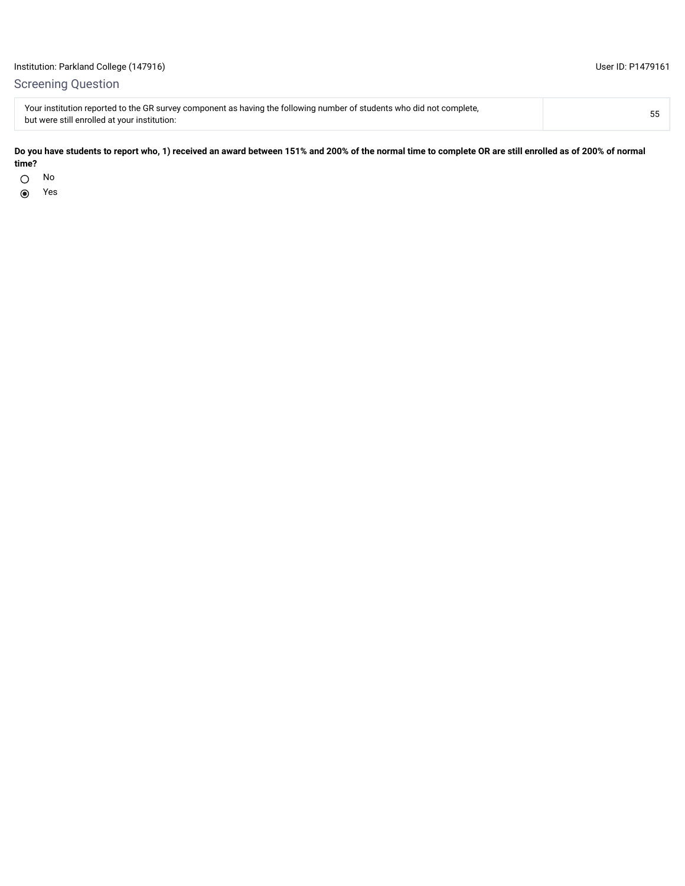Institution: Parkland College (147916)

User ID: P1479161

## Screening Question

| Your institution reported to the GR survey component as having the following number of students who did not complete, but were still enrolled at your institution: | 55 |
|---|---|

**Do you have students to report who, 1) received an award between 151% and 200% of the normal time to complete OR are still enrolled as of 200% of normal time?**

- ○ No
- ◉ Yes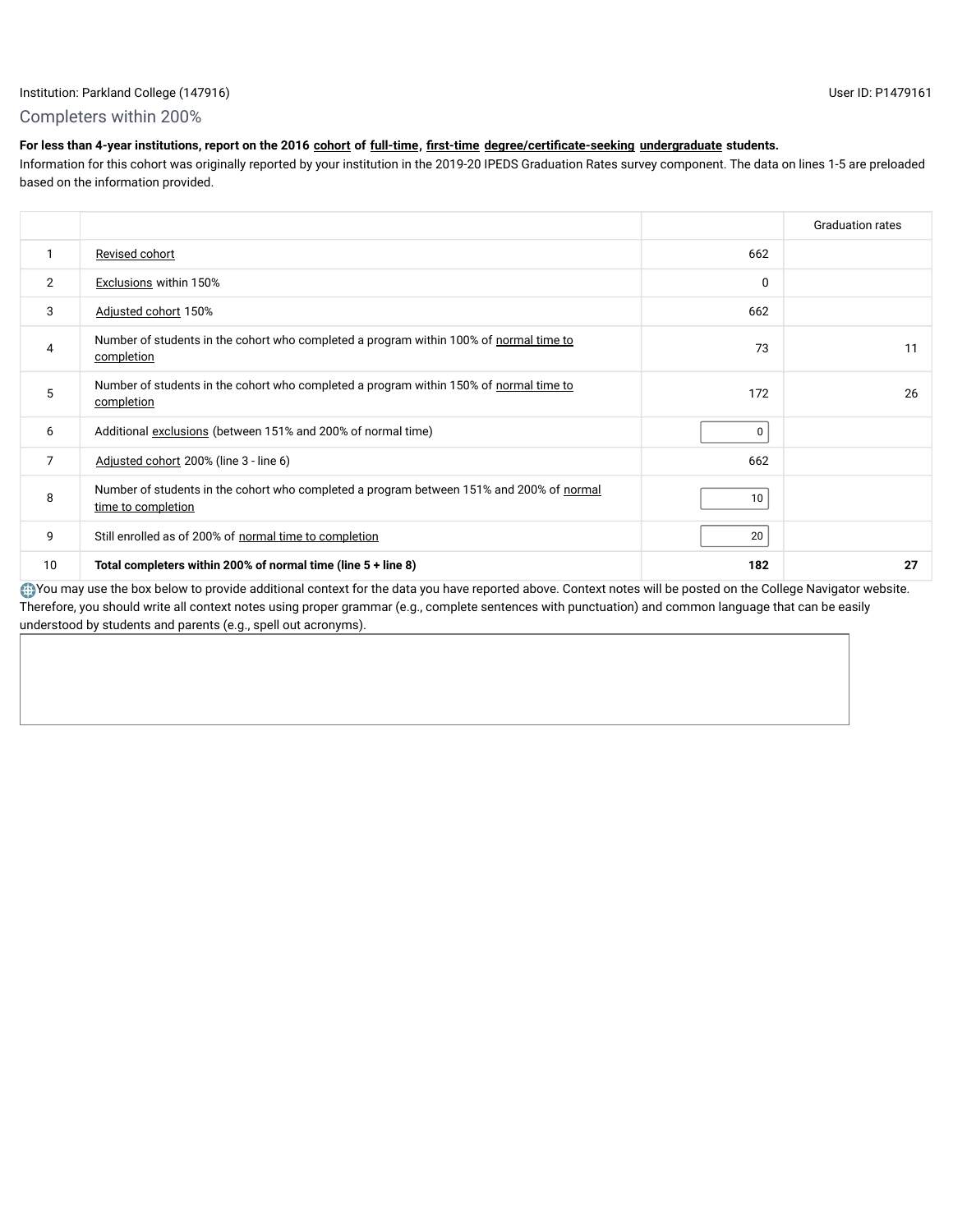Institution: Parkland College (147916) User ID: P1479161

## Completers within 200%

**For less than 4-year institutions, report on the 2016 cohort of full-time, first-time degree/certificate-seeking undergraduate students.**

Information for this cohort was originally reported by your institution in the 2019-20 IPEDS Graduation Rates survey component. The data on lines 1-5 are preloaded based on the information provided.

| | | | Graduation rates |
|---|---|---|---|
| 1 | Revised cohort | 662 | |
| 2 | Exclusions within 150% | 0 | |
| 3 | Adjusted cohort 150% | 662 | |
| 4 | Number of students in the cohort who completed a program within 100% of normal time to completion | 73 | 11 |
| 5 | Number of students in the cohort who completed a program within 150% of normal time to completion | 172 | 26 |
| 6 | Additional exclusions (between 151% and 200% of normal time) | 0 | |
| 7 | Adjusted cohort 200% (line 3 - line 6) | 662 | |
| 8 | Number of students in the cohort who completed a program between 151% and 200% of normal time to completion | 10 | |
| 9 | Still enrolled as of 200% of normal time to completion | 20 | |
| 10 | **Total completers within 200% of normal time (line 5 + line 8)** | **182** | **27** |

You may use the box below to provide additional context for the data you have reported above. Context notes will be posted on the College Navigator website. Therefore, you should write all context notes using proper grammar (e.g., complete sentences with punctuation) and common language that can be easily understood by students and parents (e.g., spell out acronyms).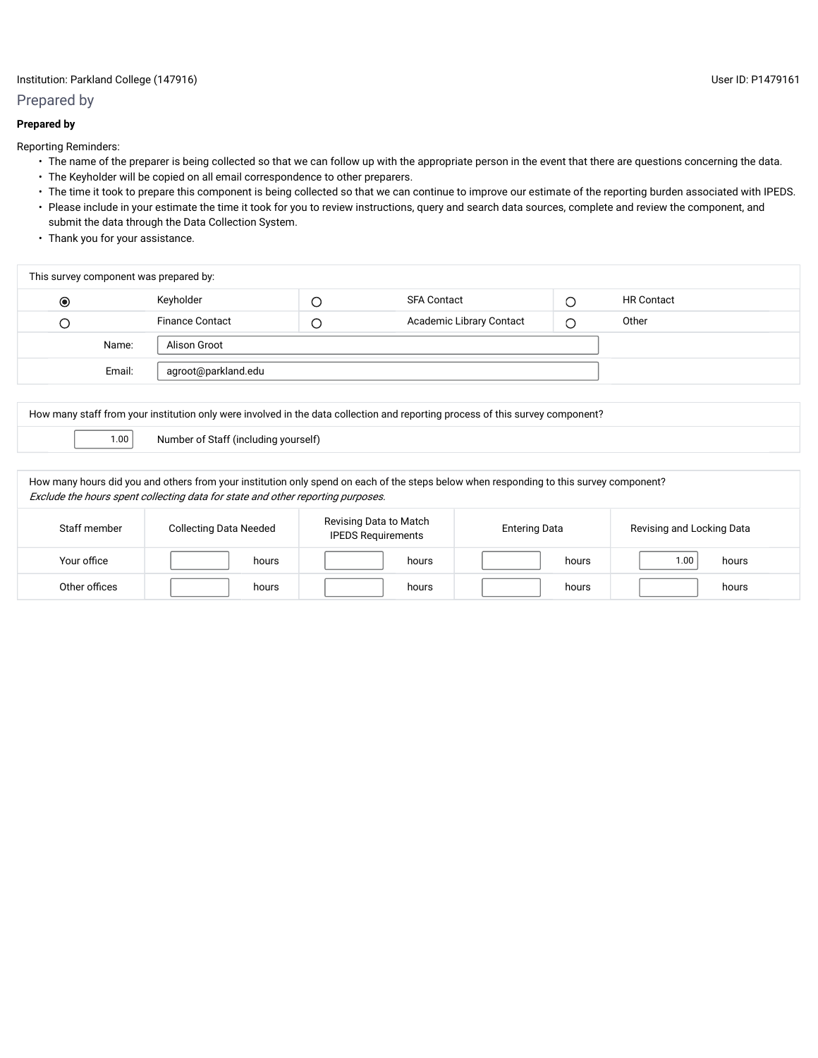Institution: Parkland College (147916)

User ID: P1479161

## Prepared by

**Prepared by**

Reporting Reminders:

- The name of the preparer is being collected so that we can follow up with the appropriate person in the event that there are questions concerning the data.
- The Keyholder will be copied on all email correspondence to other preparers.
- The time it took to prepare this component is being collected so that we can continue to improve our estimate of the reporting burden associated with IPEDS.
- Please include in your estimate the time it took for you to review instructions, query and search data sources, complete and review the component, and submit the data through the Data Collection System.
- Thank you for your assistance.

| This survey component was prepared by: | | | | | |
|---|---|---|---|---|---|
| ◉ | Keyholder | ○ | SFA Contact | ○ | HR Contact |
| ○ | Finance Contact | ○ | Academic Library Contact | ○ | Other |
| Name: | Alison Groot | | | | |
| Email: | agroot@parkland.edu | | | | |

| How many staff from your institution only were involved in the data collection and reporting process of this survey component? | |
|---|---|
| 1.00 | Number of Staff (including yourself) |

How many hours did you and others from your institution only spend on each of the steps below when responding to this survey component?
*Exclude the hours spent collecting data for state and other reporting purposes.*

| Staff member | Collecting Data Needed | Revising Data to Match IPEDS Requirements | Entering Data | Revising and Locking Data |
|---|---|---|---|---|
| Your office | hours | hours | hours | 1.00 hours |
| Other offices | hours | hours | hours | hours |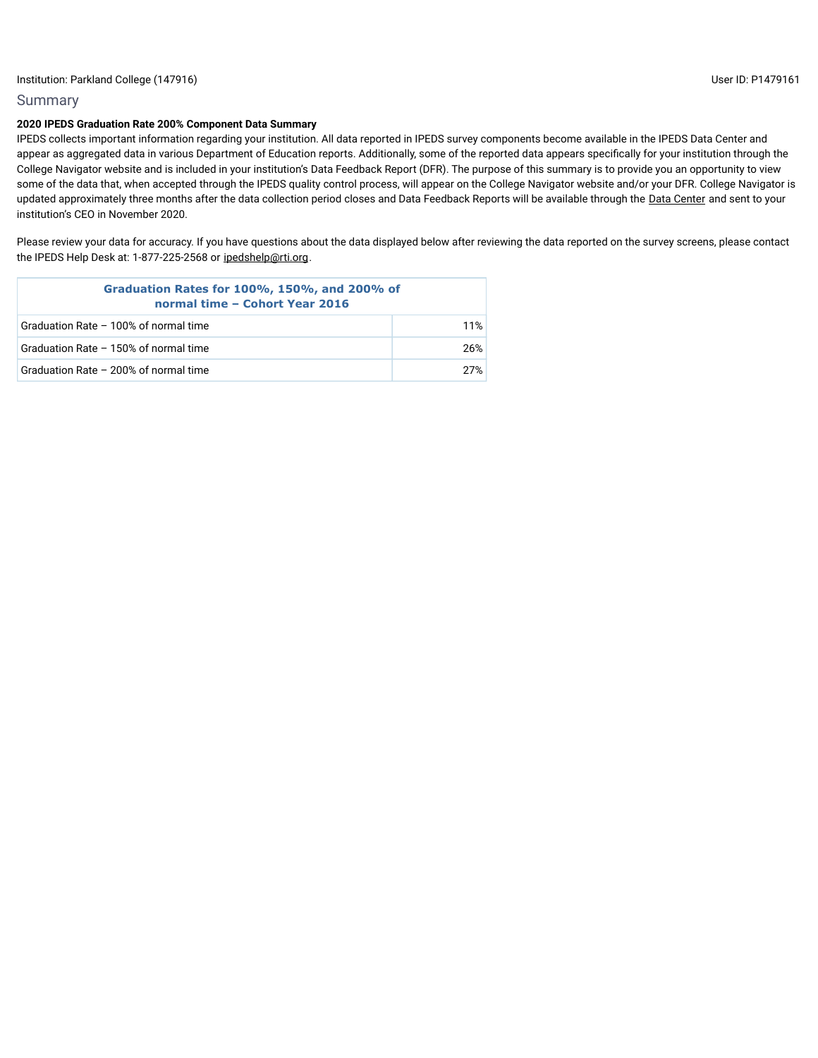Institution: Parkland College (147916) User ID: P1479161

## Summary

**2020 IPEDS Graduation Rate 200% Component Data Summary**

IPEDS collects important information regarding your institution. All data reported in IPEDS survey components become available in the IPEDS Data Center and appear as aggregated data in various Department of Education reports. Additionally, some of the reported data appears specifically for your institution through the College Navigator website and is included in your institution's Data Feedback Report (DFR). The purpose of this summary is to provide you an opportunity to view some of the data that, when accepted through the IPEDS quality control process, will appear on the College Navigator website and/or your DFR. College Navigator is updated approximately three months after the data collection period closes and Data Feedback Reports will be available through the Data Center and sent to your institution's CEO in November 2020.

Please review your data for accuracy. If you have questions about the data displayed below after reviewing the data reported on the survey screens, please contact the IPEDS Help Desk at: 1-877-225-2568 or ipedshelp@rti.org.

| Graduation Rates for 100%, 150%, and 200% of normal time – Cohort Year 2016 | |
|---|---|
| Graduation Rate – 100% of normal time | 11% |
| Graduation Rate – 150% of normal time | 26% |
| Graduation Rate – 200% of normal time | 27% |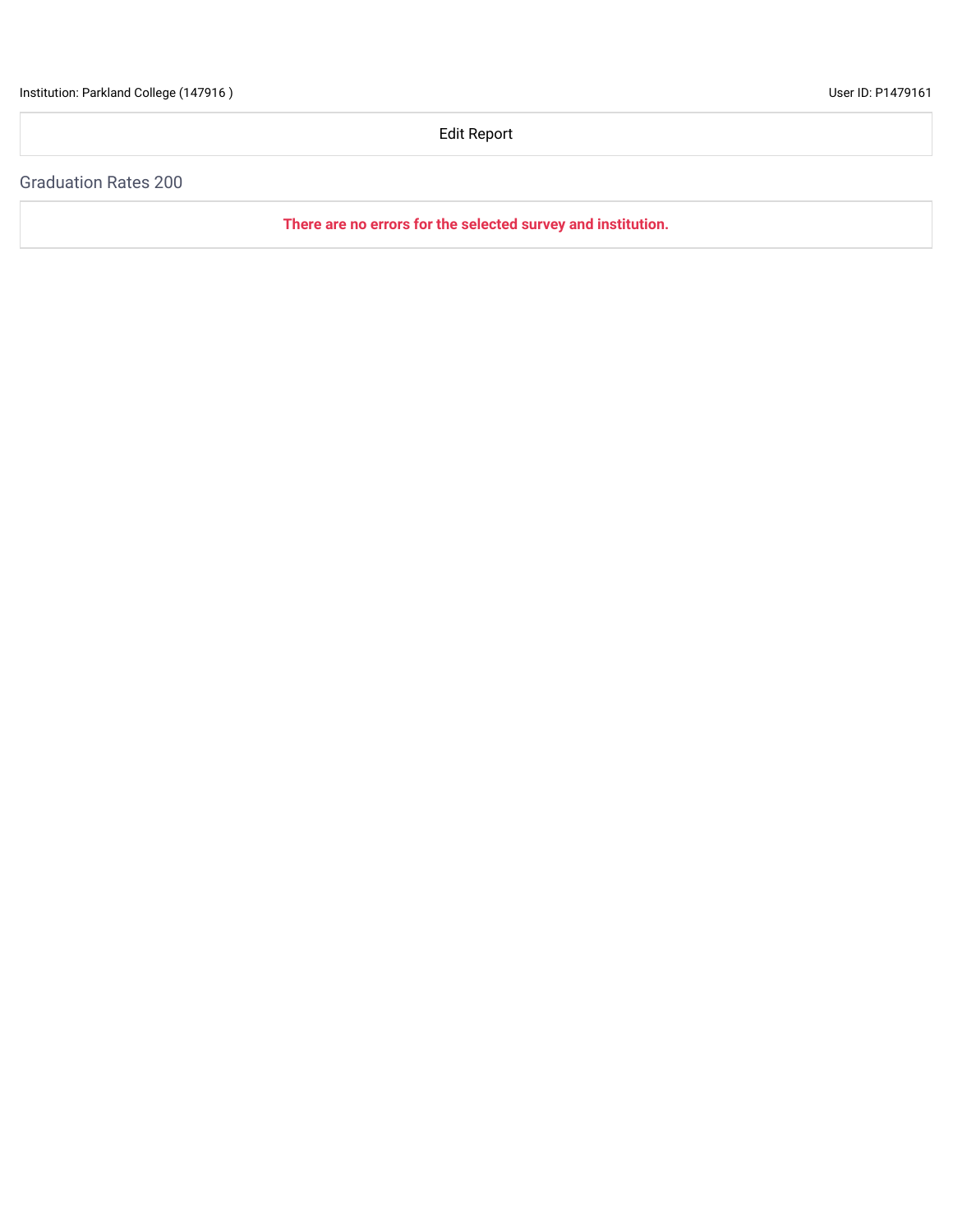Institution: Parkland College (147916 )

User ID: P1479161

Edit Report

## Graduation Rates 200

**There are no errors for the selected survey and institution.**